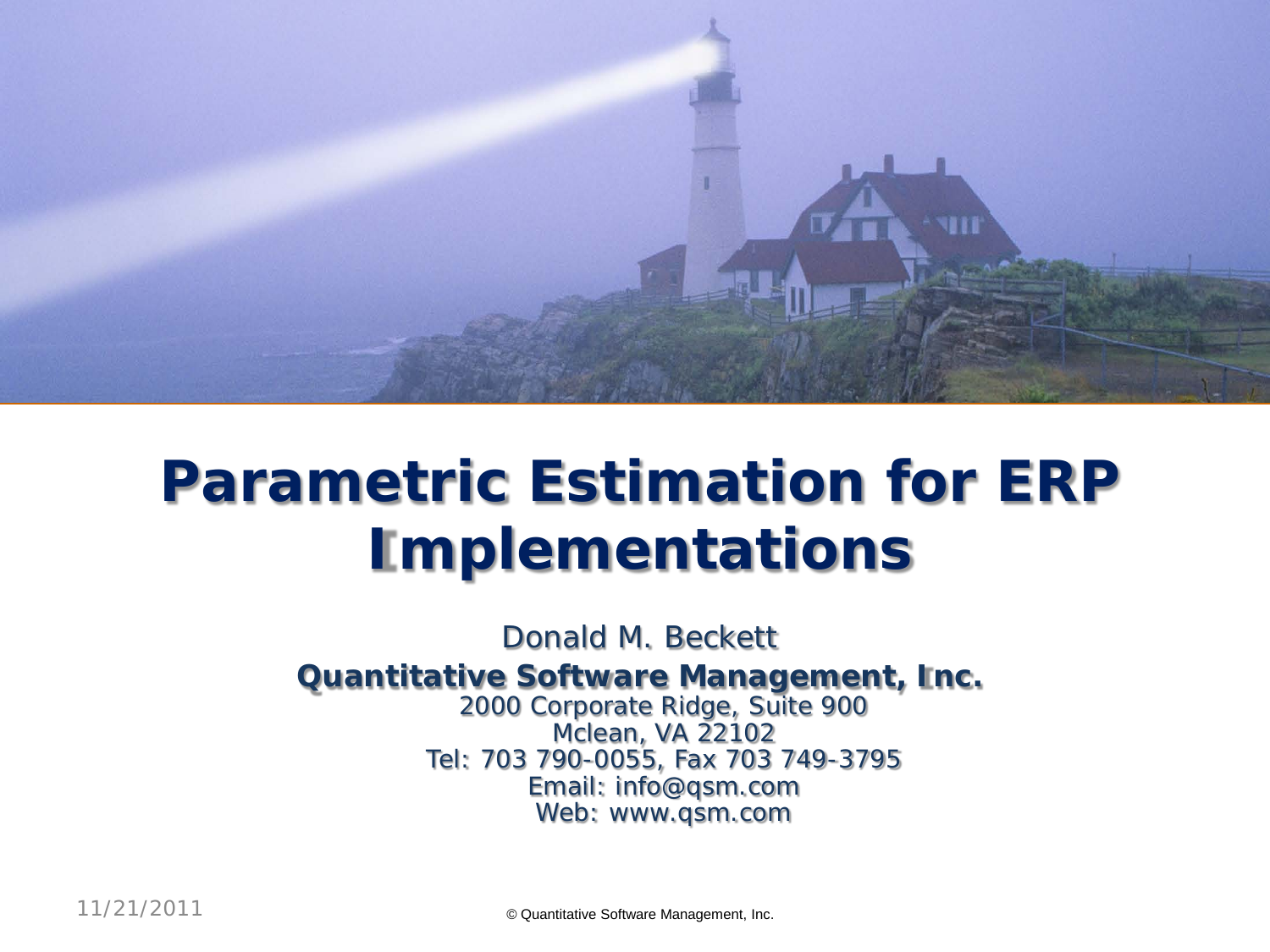# Parametric Estimation for ERP Implementations

Donald M. Beckett

**Quantitative Software Management, Inc.**

2000 Corporate Ridge, Suite 900
Mclean, VA 22102
Tel: 703 790-0055, Fax 703 749-3795
Email: info@qsm.com
Web: www.qsm.com

11/21/2011

© Quantitative Software Management, Inc.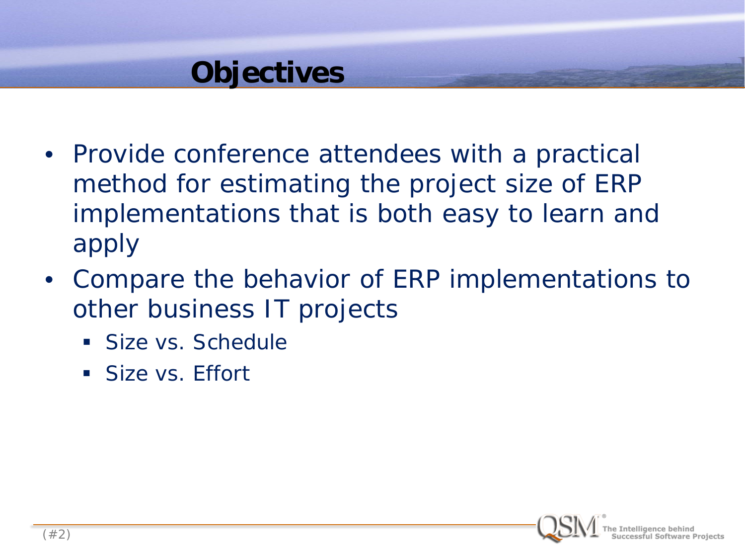# Objectives

- Provide conference attendees with a practical method for estimating the project size of ERP implementations that is both easy to learn and apply
- Compare the behavior of ERP implementations to other business IT projects
  - Size vs. Schedule
  - Size vs. Effort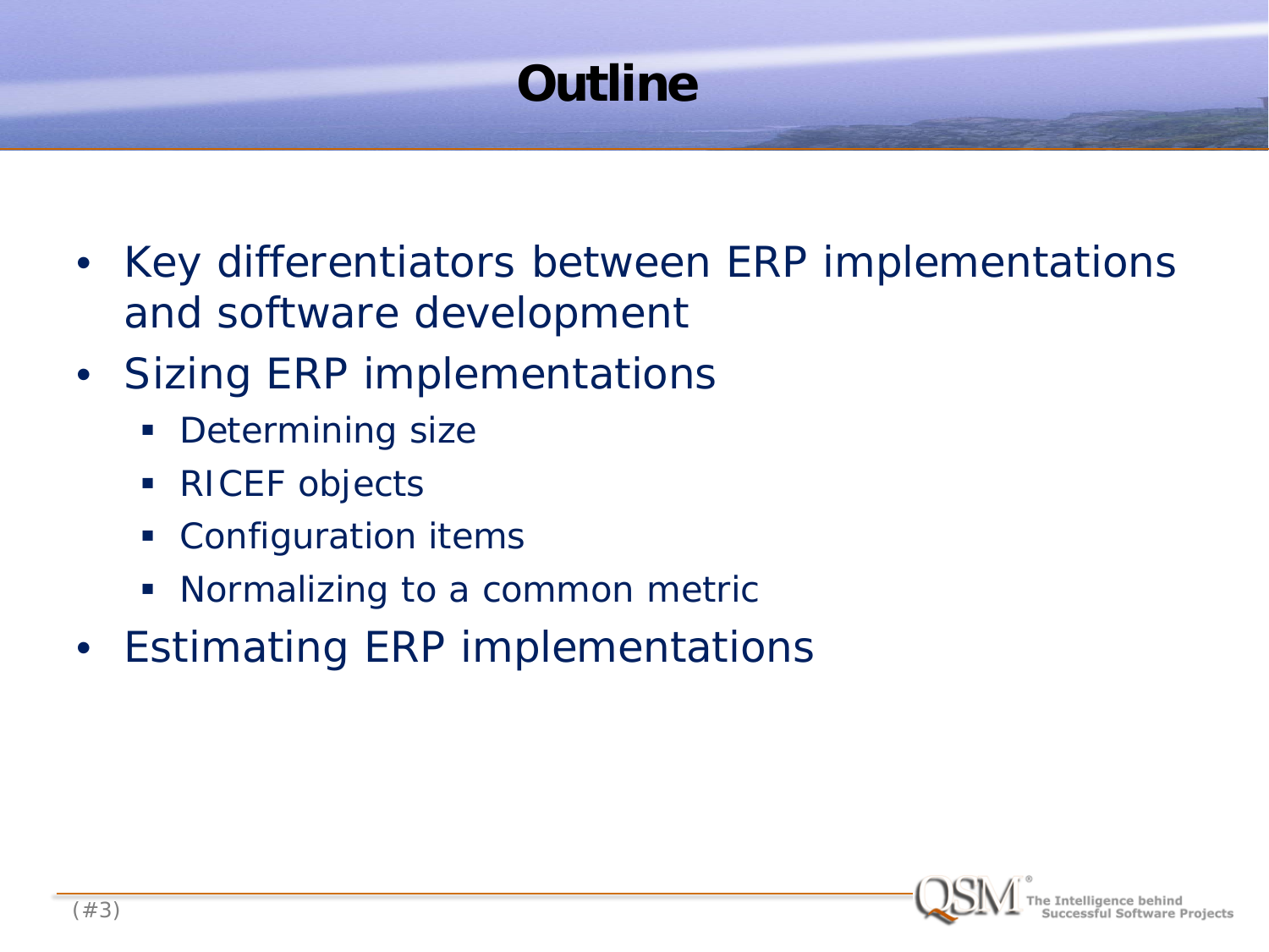# Outline

- Key differentiators between ERP implementations and software development
- Sizing ERP implementations
  - Determining size
  - RICEF objects
  - Configuration items
  - Normalizing to a common metric
- Estimating ERP implementations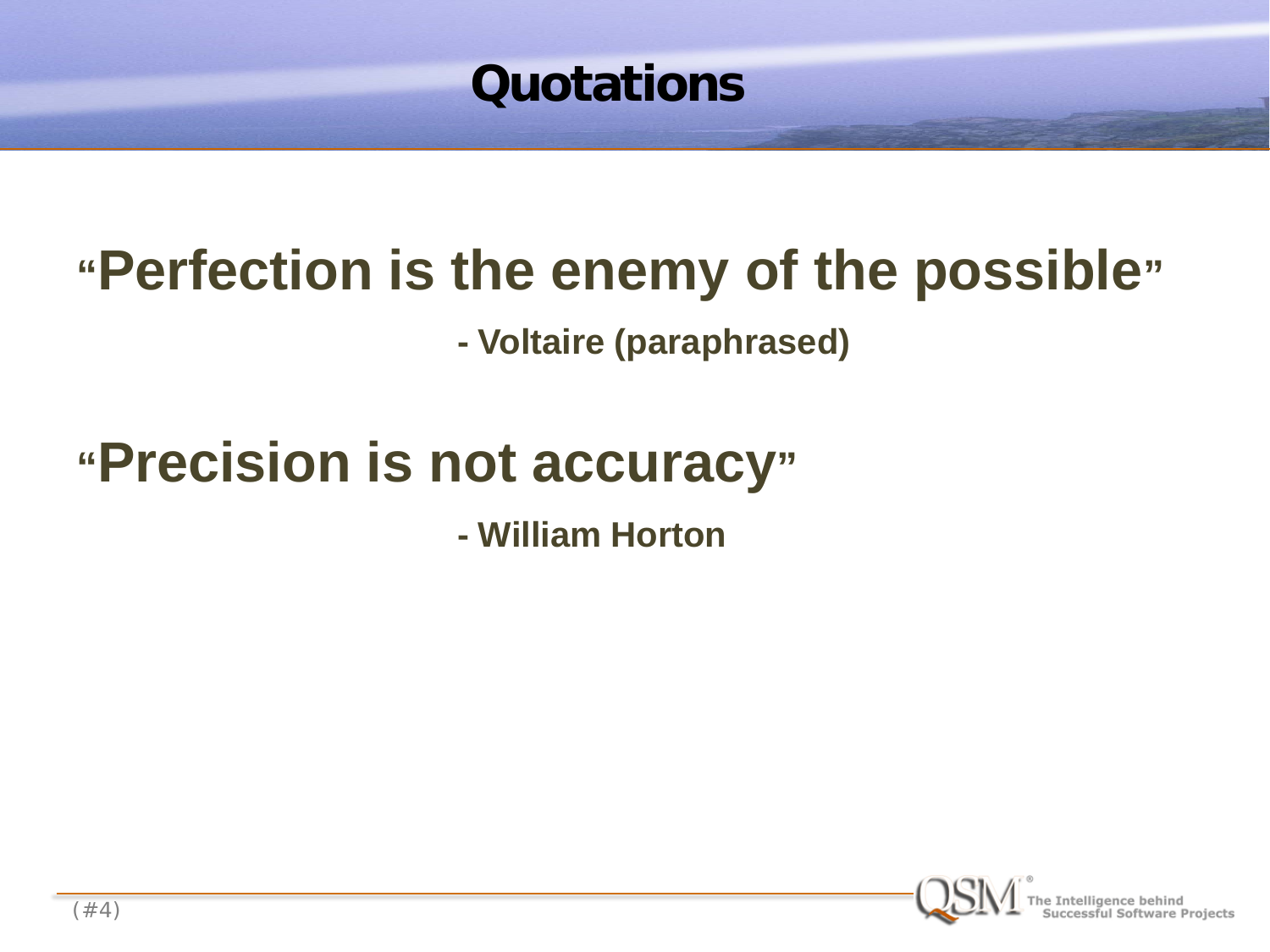# Quotations

**“Perfection is the enemy of the possible”**

**- Voltaire (paraphrased)**

**“Precision is not accuracy”**

**- William Horton**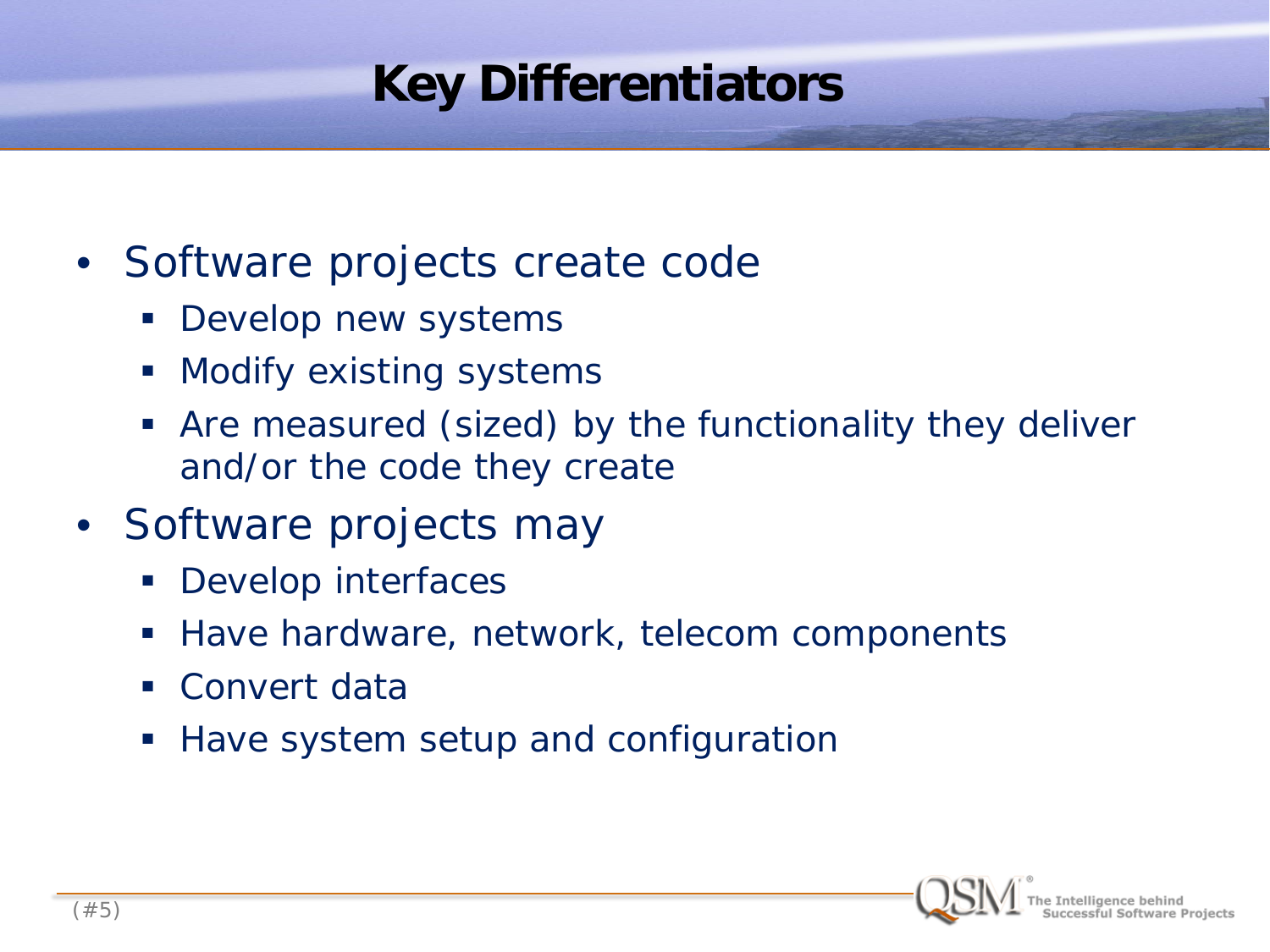# Key Differentiators

- Software projects create code
  - Develop new systems
  - Modify existing systems
  - Are measured (sized) by the functionality they deliver and/or the code they create
- Software projects may
  - Develop interfaces
  - Have hardware, network, telecom components
  - Convert data
  - Have system setup and configuration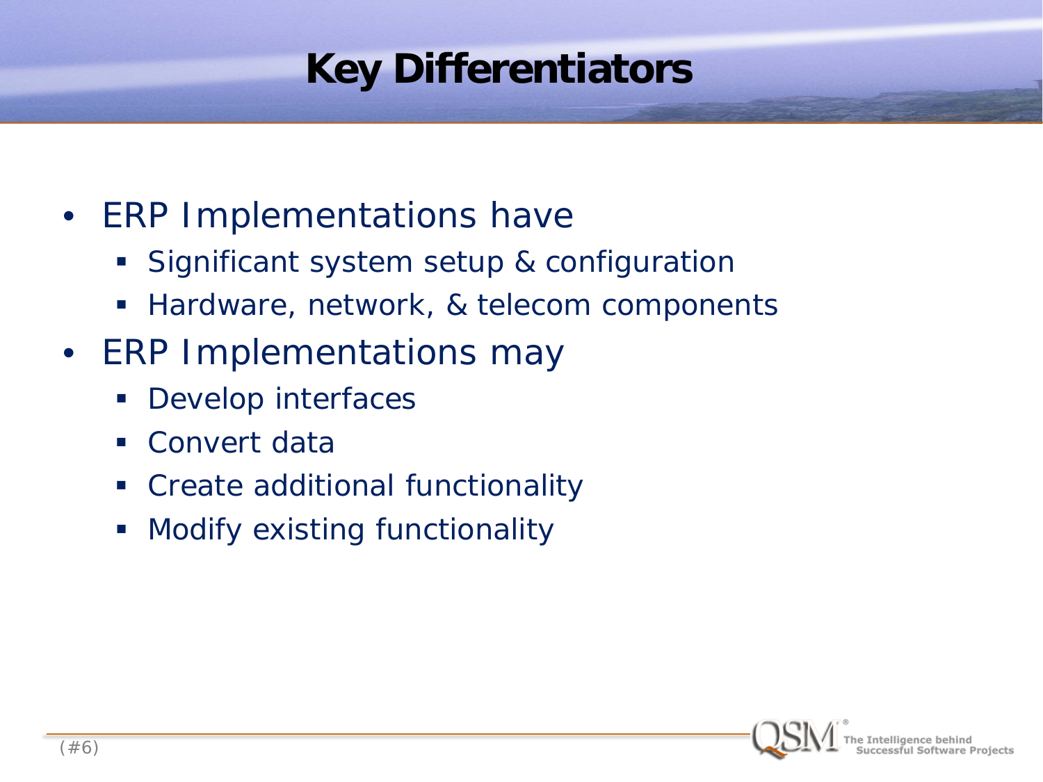# Key Differentiators

- ERP Implementations have
  - Significant system setup & configuration
  - Hardware, network, & telecom components
- ERP Implementations may
  - Develop interfaces
  - Convert data
  - Create additional functionality
  - Modify existing functionality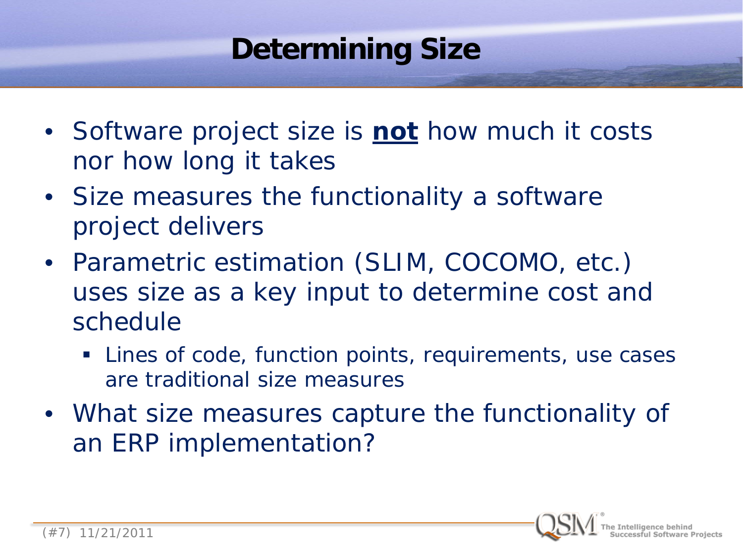# Determining Size

- Software project size is **not** how much it costs nor how long it takes
- Size measures the functionality a software project delivers
- Parametric estimation (SLIM, COCOMO, etc.) uses size as a key input to determine cost and schedule
  - Lines of code, function points, requirements, use cases are traditional size measures
- What size measures capture the functionality of an ERP implementation?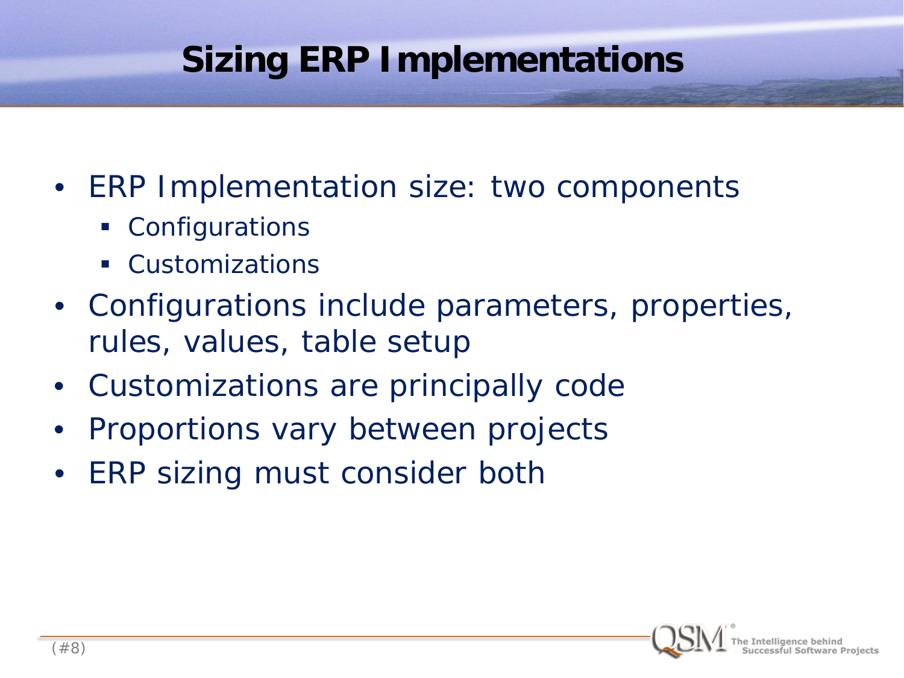# Sizing ERP Implementations

- ERP Implementation size: two components
  - Configurations
  - Customizations
- Configurations include parameters, properties, rules, values, table setup
- Customizations are principally code
- Proportions vary between projects
- ERP sizing must consider both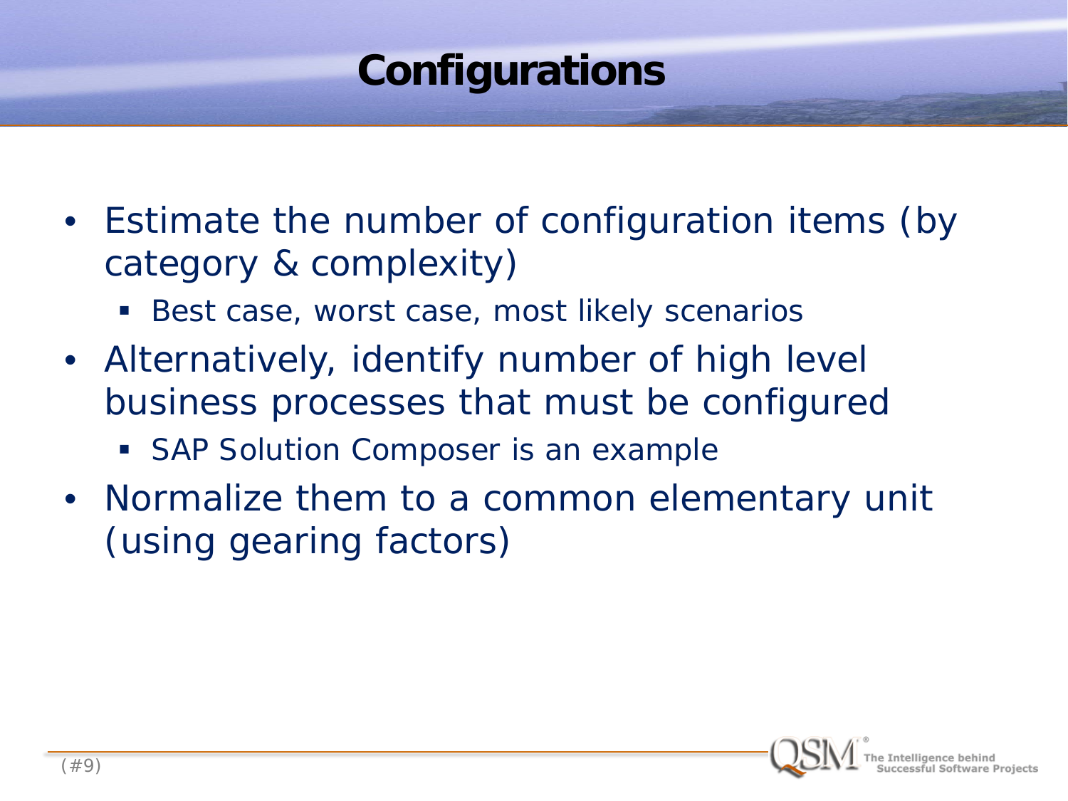# Configurations

- Estimate the number of configuration items (by category & complexity)
  - Best case, worst case, most likely scenarios
- Alternatively, identify number of high level business processes that must be configured
  - SAP Solution Composer is an example
- Normalize them to a common elementary unit (using gearing factors)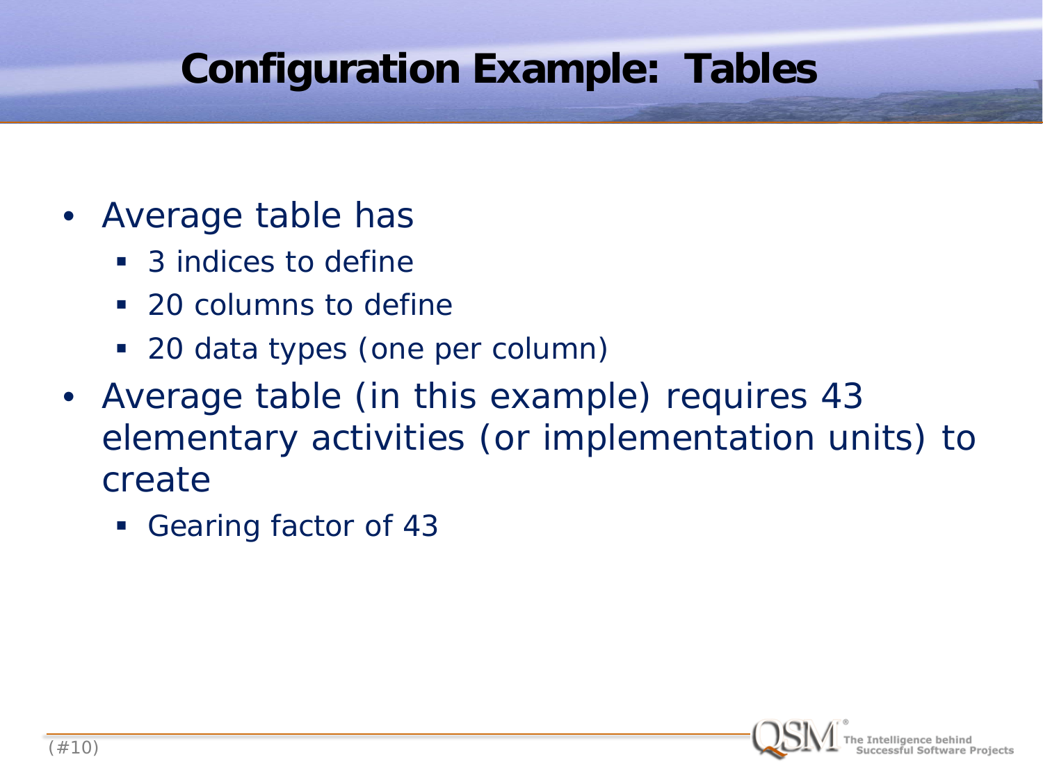# Configuration Example: Tables

- Average table has
  - 3 indices to define
  - 20 columns to define
  - 20 data types (one per column)
- Average table (in this example) requires 43 elementary activities (or implementation units) to create
  - Gearing factor of 43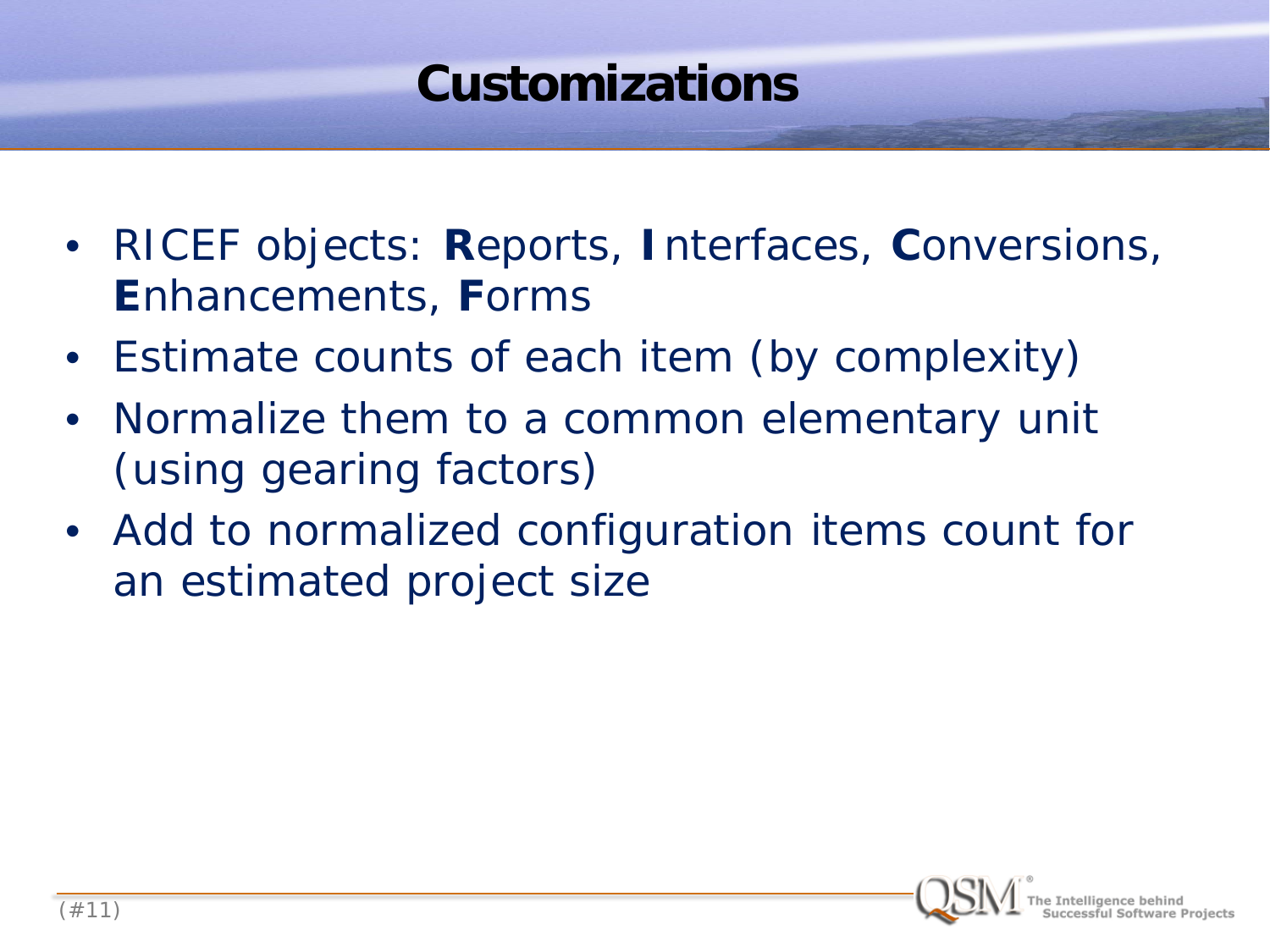# Customizations

- RICEF objects: **R**eports, **I**nterfaces, **C**onversions, **E**nhancements, **F**orms
- Estimate counts of each item (by complexity)
- Normalize them to a common elementary unit (using gearing factors)
- Add to normalized configuration items count for an estimated project size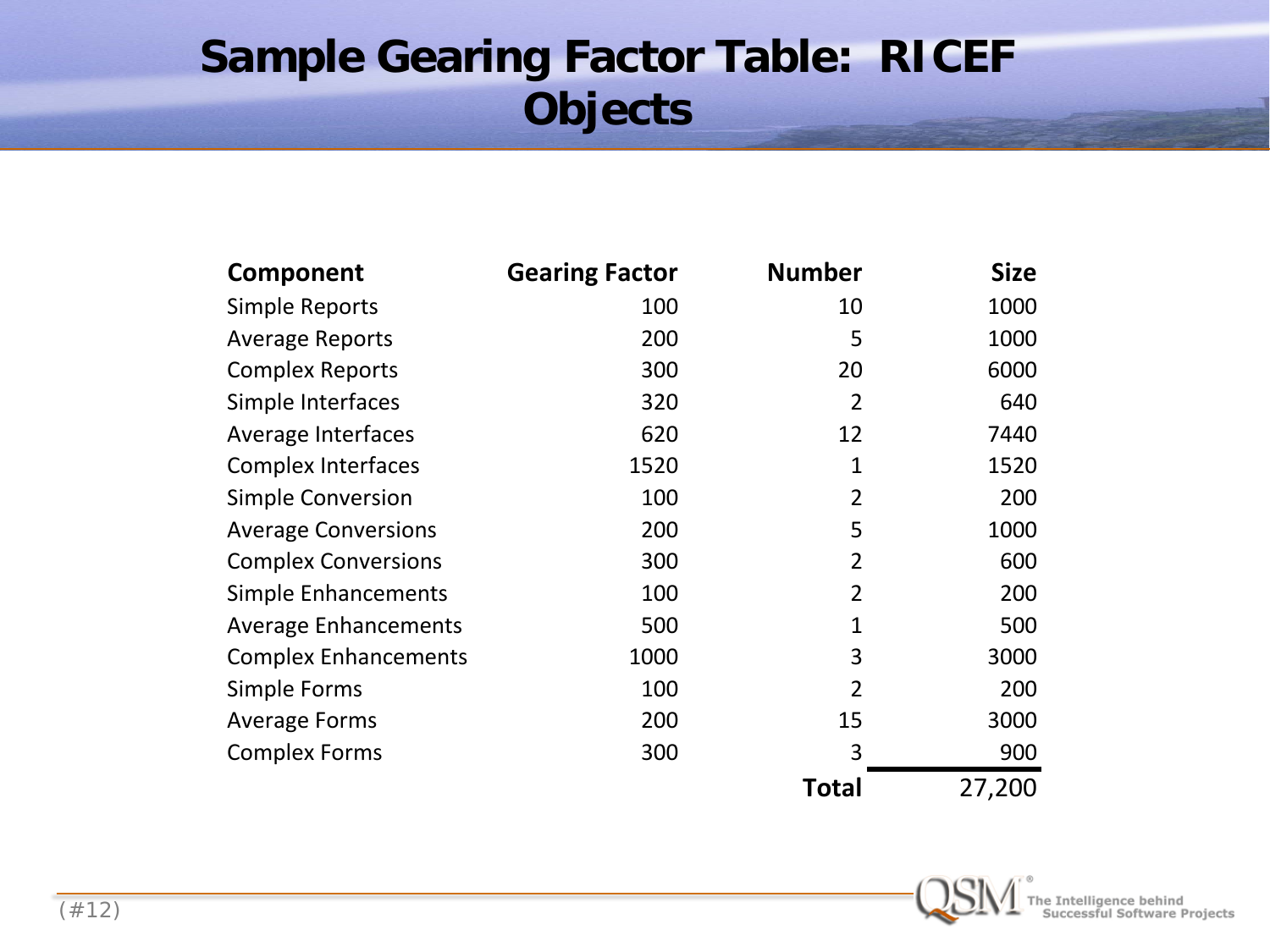# Sample Gearing Factor Table: RICEF Objects

| Component | Gearing Factor | Number | Size |
|---|---|---|---|
| Simple Reports | 100 | 10 | 1000 |
| Average Reports | 200 | 5 | 1000 |
| Complex Reports | 300 | 20 | 6000 |
| Simple Interfaces | 320 | 2 | 640 |
| Average Interfaces | 620 | 12 | 7440 |
| Complex Interfaces | 1520 | 1 | 1520 |
| Simple Conversion | 100 | 2 | 200 |
| Average Conversions | 200 | 5 | 1000 |
| Complex Conversions | 300 | 2 | 600 |
| Simple Enhancements | 100 | 2 | 200 |
| Average Enhancements | 500 | 1 | 500 |
| Complex Enhancements | 1000 | 3 | 3000 |
| Simple Forms | 100 | 2 | 200 |
| Average Forms | 200 | 15 | 3000 |
| Complex Forms | 300 | 3 | 900 |
| | | **Total** | 27,200 |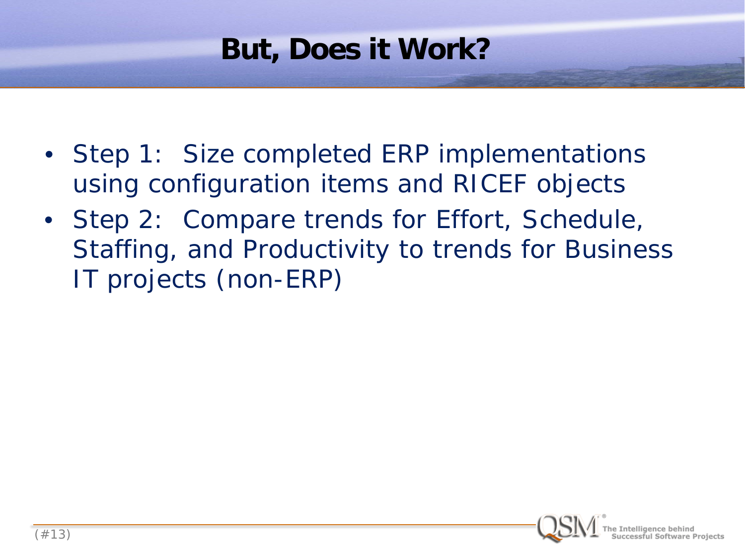# But, Does it Work?

- Step 1: Size completed ERP implementations using configuration items and RICEF objects
- Step 2: Compare trends for Effort, Schedule, Staffing, and Productivity to trends for Business IT projects (non-ERP)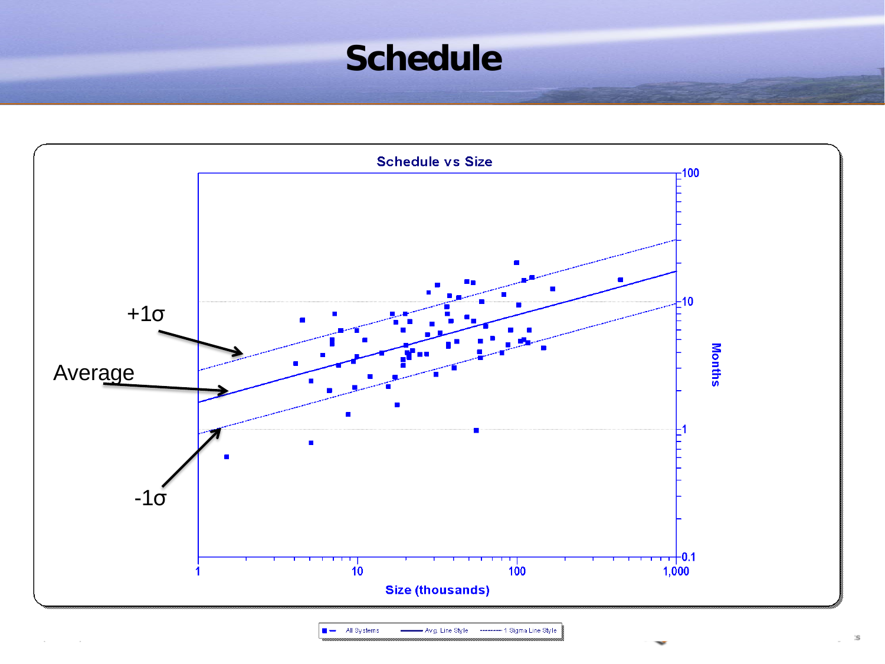# Schedule

Schedule vs Size

+1σ

Average

-1σ

Months

Size (thousands)

1 10 100 1,000

100 10 1 0.1

All Systems — Avg. Line Style — 1 Sigma Line Style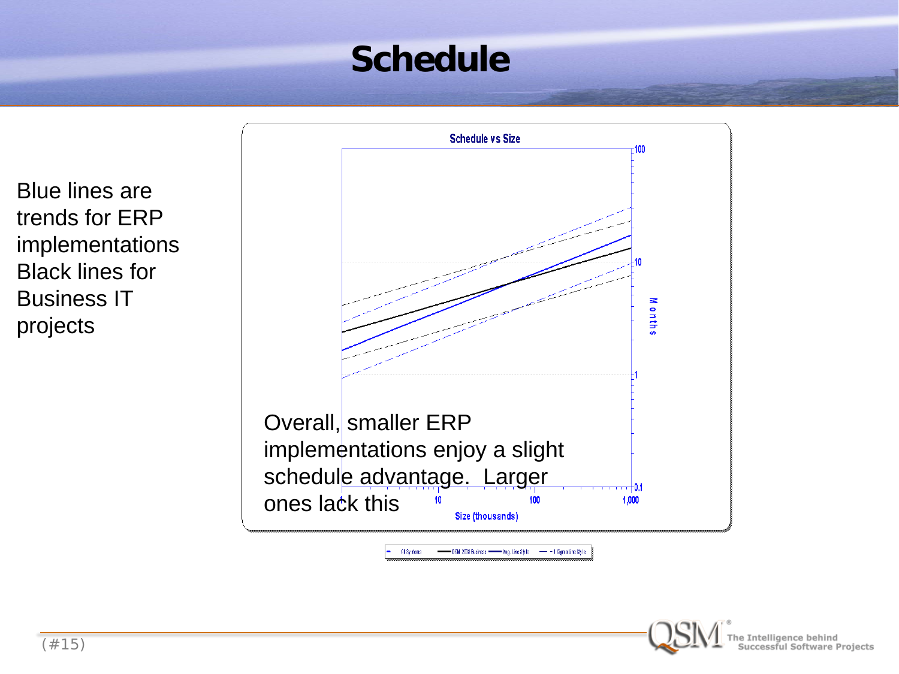# Schedule

Blue lines are trends for ERP implementations
Black lines for Business IT projects

**Schedule vs Size**

Overall, smaller ERP implementations enjoy a slight schedule advantage. Larger ones lack this

Size (thousands)

Months

All Systems — QSM 2008 Business — Avg. Line Style — 1 Sigma Line Style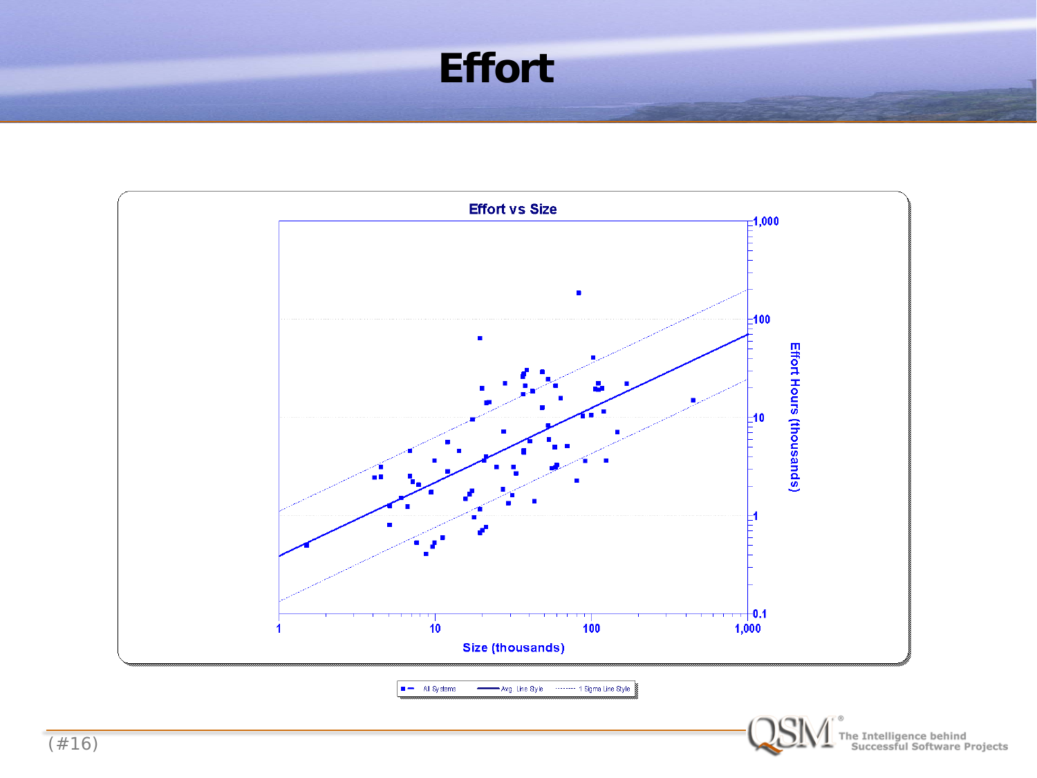# Effort

Effort vs Size

Size (thousands)

Effort Hours (thousands)

All Systems — Avg. Line Style — 1 Sigma Line Style

The Intelligence behind Successful Software Projects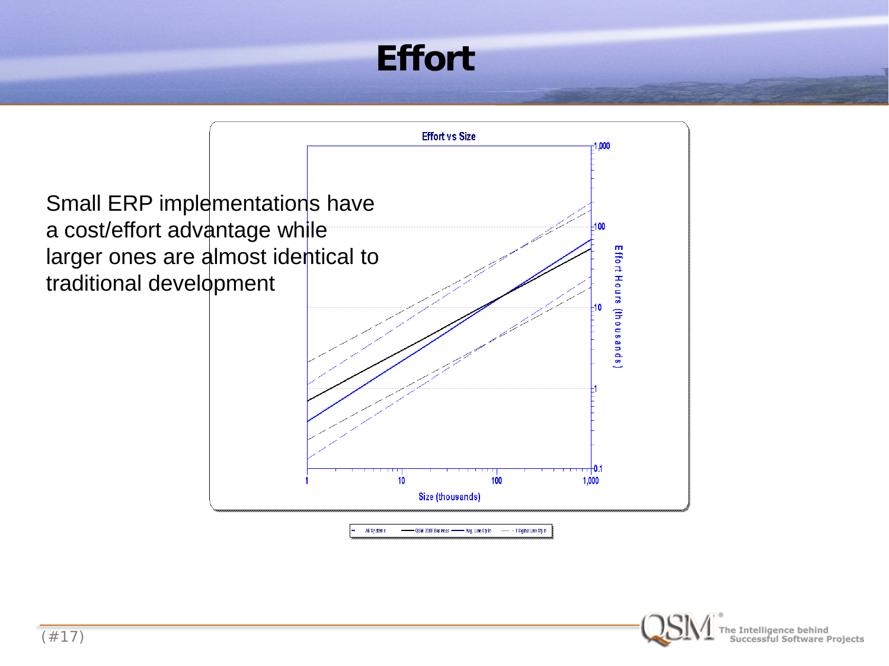# Effort

Small ERP implementations have a cost/effort advantage while larger ones are almost identical to traditional development

Effort vs Size

Effort Hours (thousands)

Size (thousands)

All Systems — QSM 2008 Business — Avg. Line Style — 1 Sigma Line Style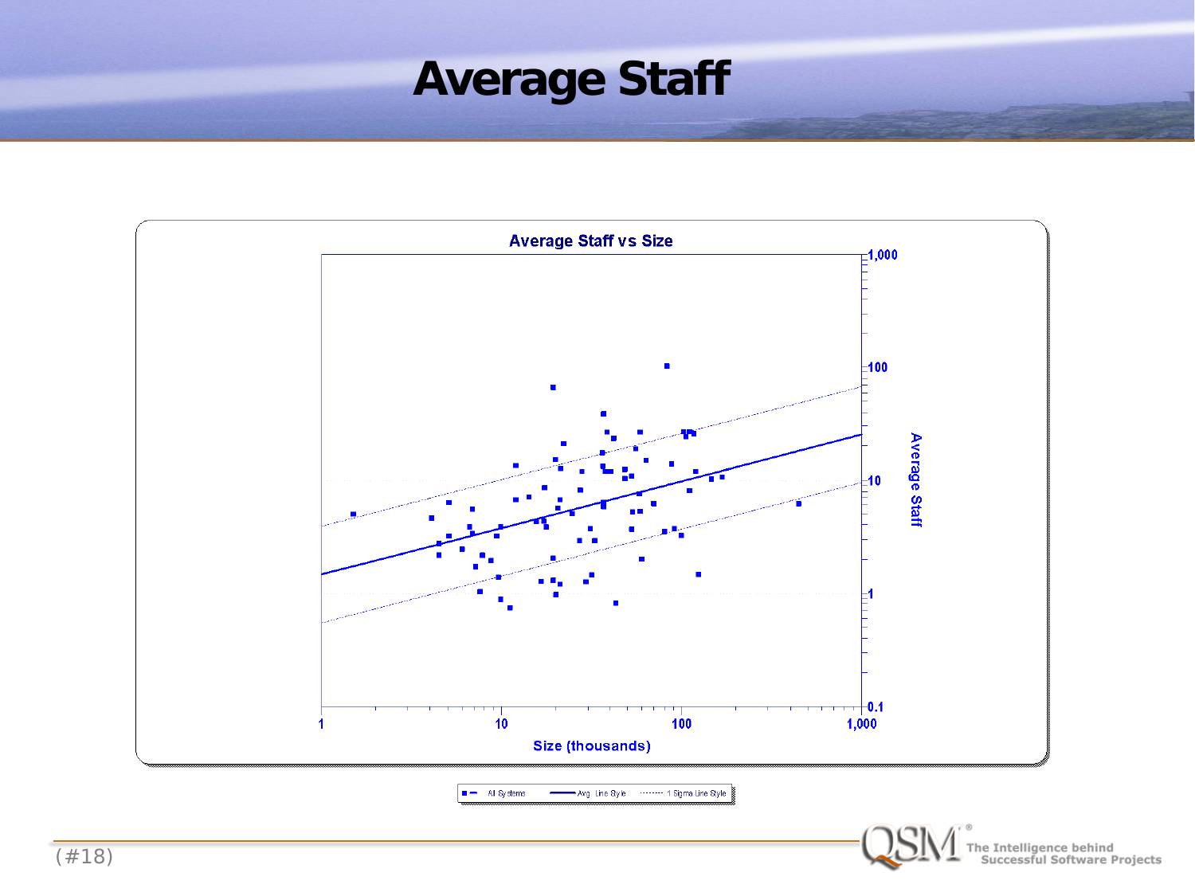# Average Staff

**Average Staff vs Size**

Average Staff: 0.1, 1, 10, 100, 1,000

Size (thousands): 1, 10, 100, 1,000

All Systems — Avg. Line Style — 1 Sigma Line Style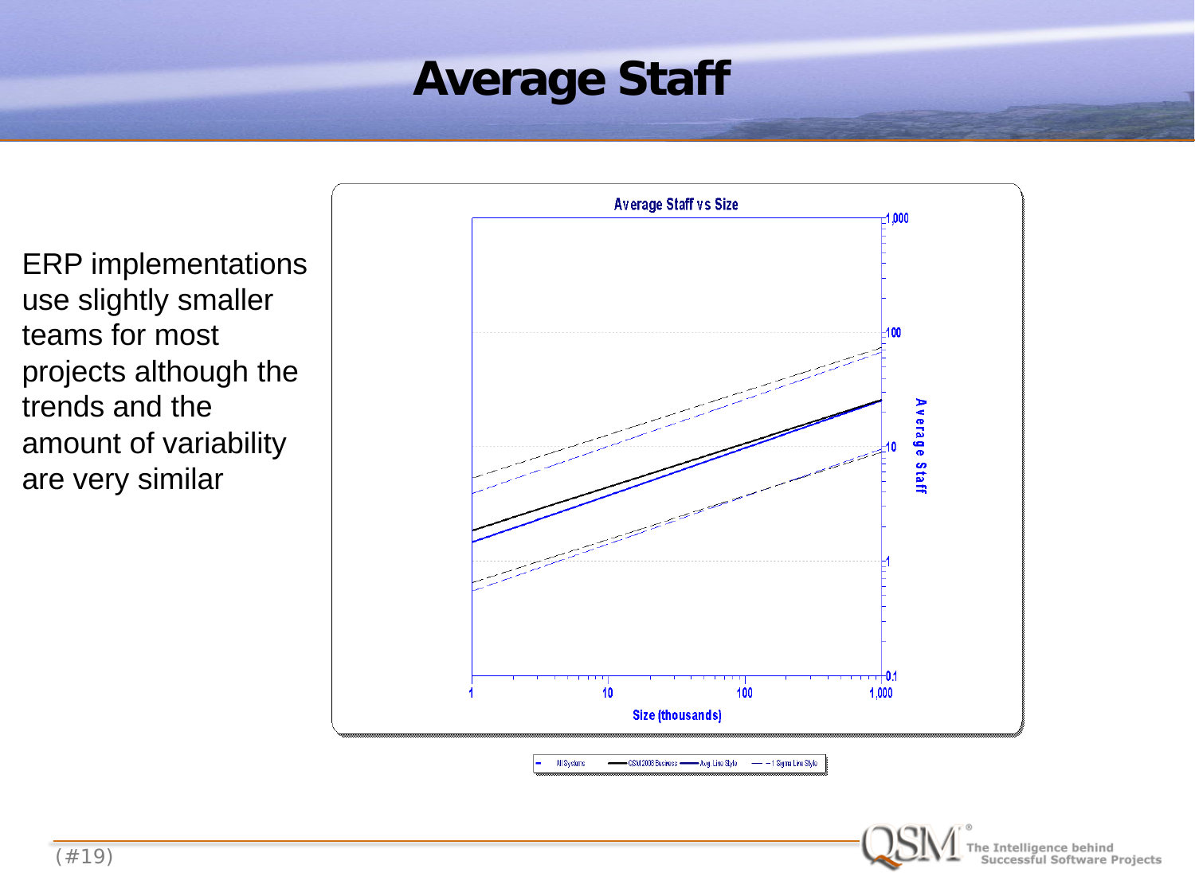# Average Staff

ERP implementations use slightly smaller teams for most projects although the trends and the amount of variability are very similar

Average Staff vs Size

Size (thousands)

Average Staff

All Systems — QSM 2006 Business — Avg. Line Style — 1 Sigma Line Style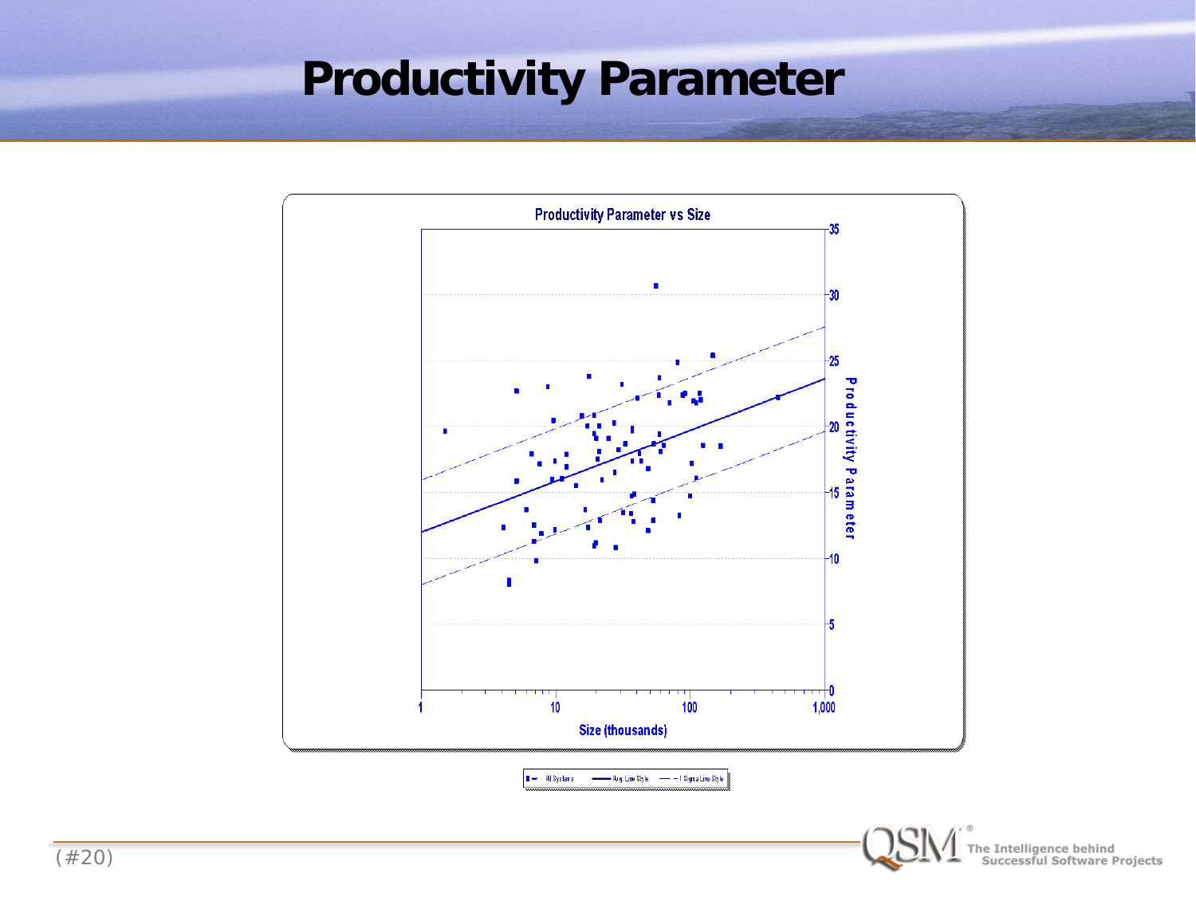# Productivity Parameter

Productivity Parameter vs Size

Productivity Parameter

Size (thousands)

All Systems — Avg. Line Style — 1 Sigma Line Style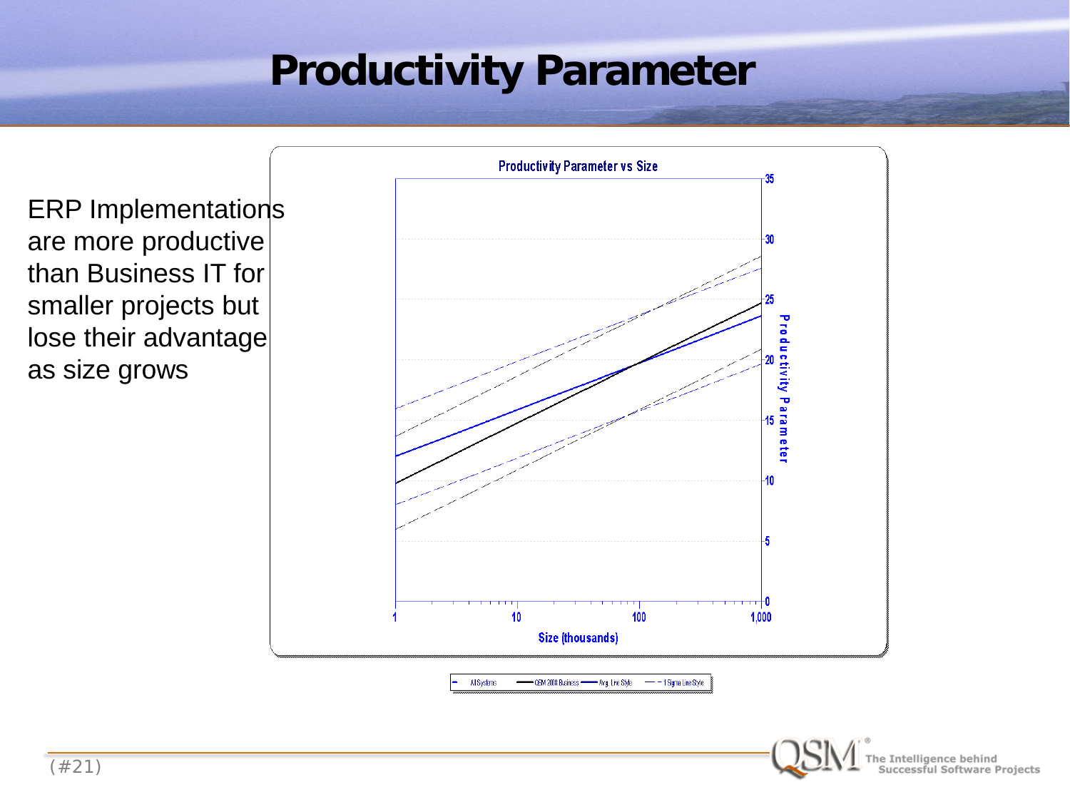# Productivity Parameter

ERP Implementations are more productive than Business IT for smaller projects but lose their advantage as size grows

Productivity Parameter vs Size

Productivity Parameter

Size (thousands)

All Systems — QSM 2008 Business — Avg. Line Style — 1 Sigma Line Style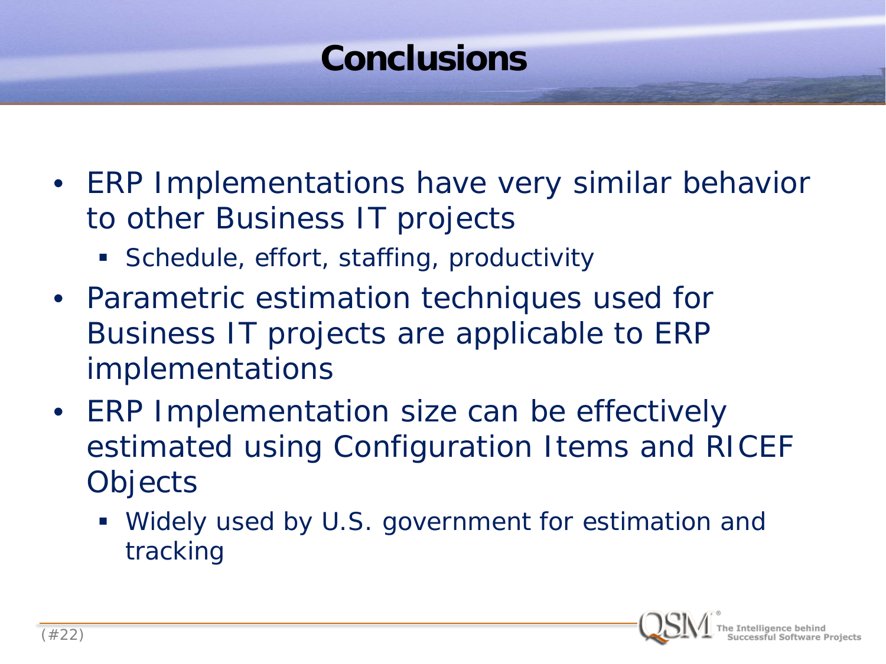# Conclusions

- ERP Implementations have very similar behavior to other Business IT projects
  - Schedule, effort, staffing, productivity
- Parametric estimation techniques used for Business IT projects are applicable to ERP implementations
- ERP Implementation size can be effectively estimated using Configuration Items and RICEF Objects
  - Widely used by U.S. government for estimation and tracking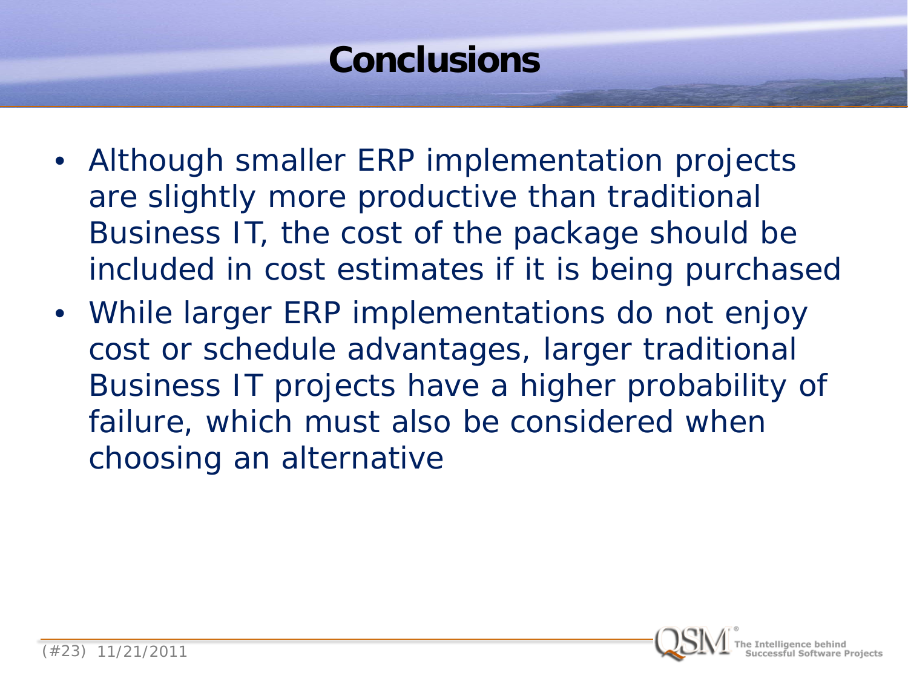# Conclusions

- Although smaller ERP implementation projects are slightly more productive than traditional Business IT, the cost of the package should be included in cost estimates if it is being purchased
- While larger ERP implementations do not enjoy cost or schedule advantages, larger traditional Business IT projects have a higher probability of failure, which must also be considered when choosing an alternative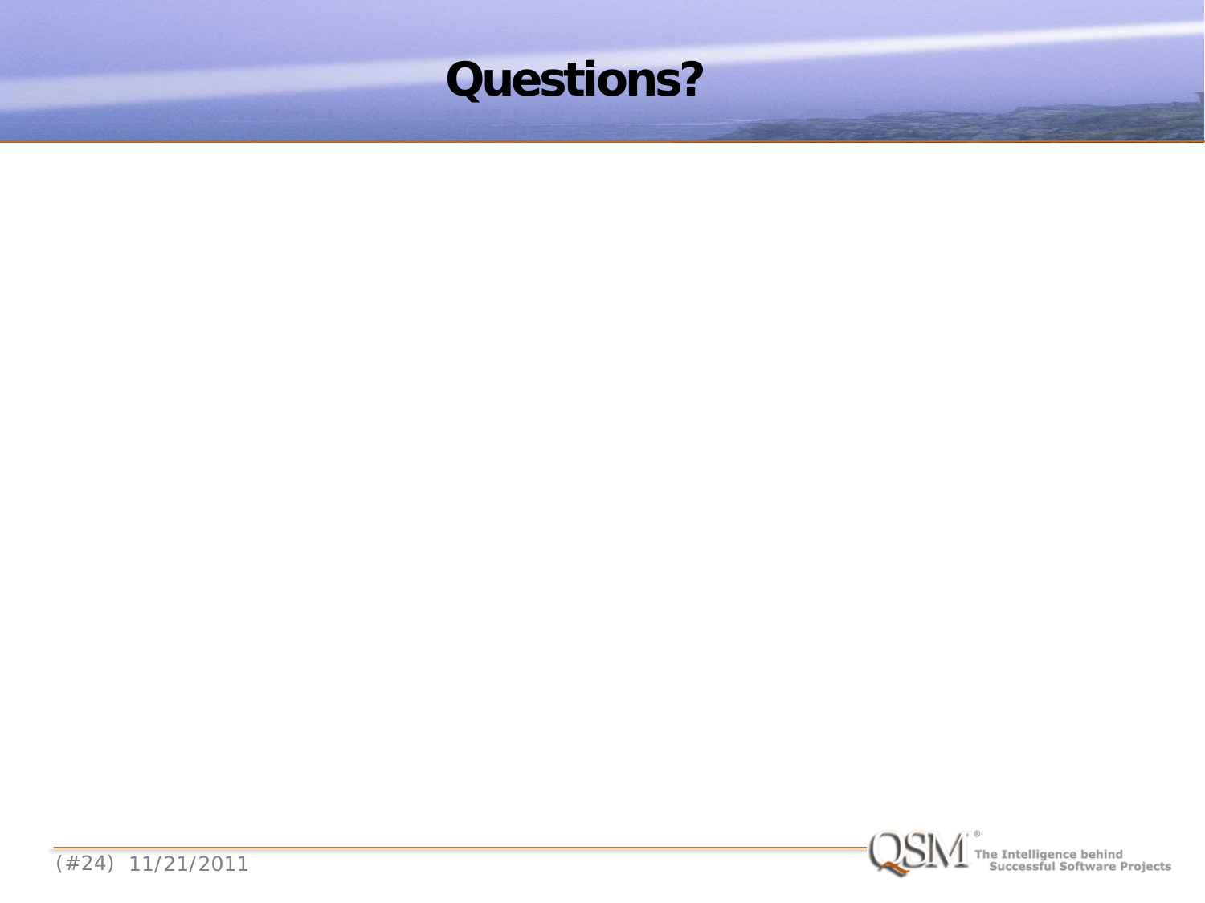# Questions?